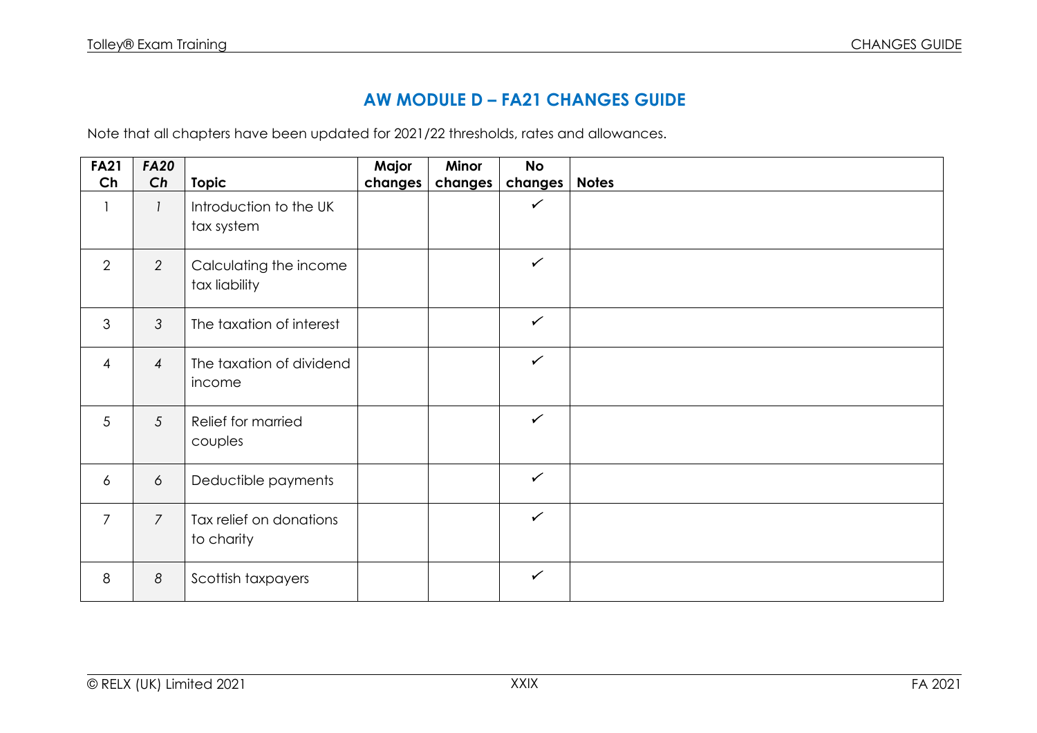# AW MODULE D – FA21 CHANGES GUIDE

Note that all chapters have been updated for 2021/22 thresholds, rates and allowances.

| FA21 Ch | *FA20 Ch* | Topic | Major changes | Minor changes | No changes | Notes |
|---|---|---|---|---|---|---|
| 1 | *1* | Introduction to the UK tax system | | | ✓ | |
| 2 | *2* | Calculating the income tax liability | | | ✓ | |
| 3 | *3* | The taxation of interest | | | ✓ | |
| 4 | *4* | The taxation of dividend income | | | ✓ | |
| 5 | *5* | Relief for married couples | | | ✓ | |
| 6 | *6* | Deductible payments | | | ✓ | |
| 7 | *7* | Tax relief on donations to charity | | | ✓ | |
| 8 | *8* | Scottish taxpayers | | | ✓ | |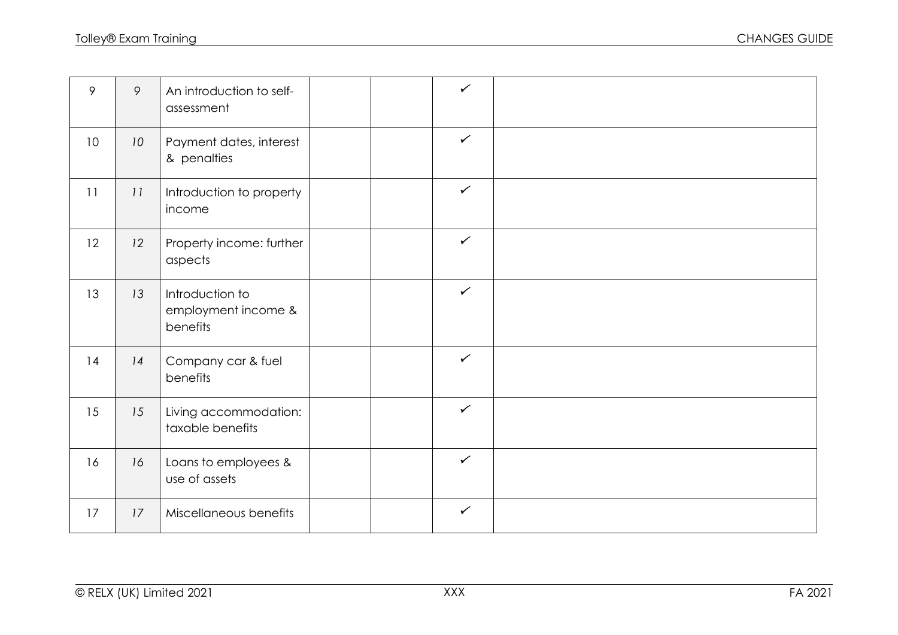| | | | | | | |
|---|---|---|---|---|---|---|
| 9 | *9* | An introduction to self-assessment | | | ✓ | |
| 10 | *10* | Payment dates, interest & penalties | | | ✓ | |
| 11 | *11* | Introduction to property income | | | ✓ | |
| 12 | *12* | Property income: further aspects | | | ✓ | |
| 13 | *13* | Introduction to employment income & benefits | | | ✓ | |
| 14 | *14* | Company car & fuel benefits | | | ✓ | |
| 15 | *15* | Living accommodation: taxable benefits | | | ✓ | |
| 16 | *16* | Loans to employees & use of assets | | | ✓ | |
| 17 | *17* | Miscellaneous benefits | | | ✓ | |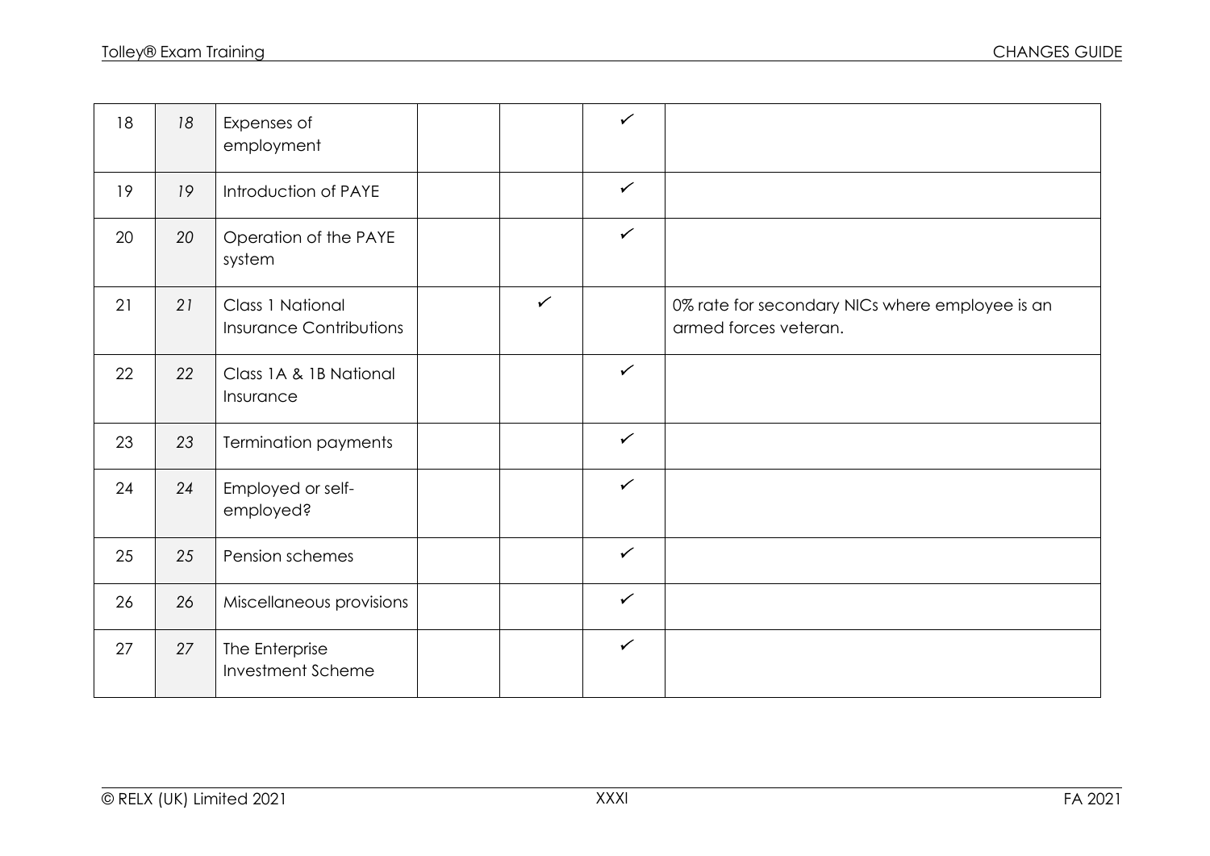| | | | | | | |
|---|---|---|---|---|---|---|
| 18 | *18* | Expenses of employment | | | ✓ | |
| 19 | *19* | Introduction of PAYE | | | ✓ | |
| 20 | *20* | Operation of the PAYE system | | | ✓ | |
| 21 | *21* | Class 1 National Insurance Contributions | | ✓ | | 0% rate for secondary NICs where employee is an armed forces veteran. |
| 22 | *22* | Class 1A & 1B National Insurance | | | ✓ | |
| 23 | *23* | Termination payments | | | ✓ | |
| 24 | *24* | Employed or self-employed? | | | ✓ | |
| 25 | *25* | Pension schemes | | | ✓ | |
| 26 | *26* | Miscellaneous provisions | | | ✓ | |
| 27 | *27* | The Enterprise Investment Scheme | | | ✓ | |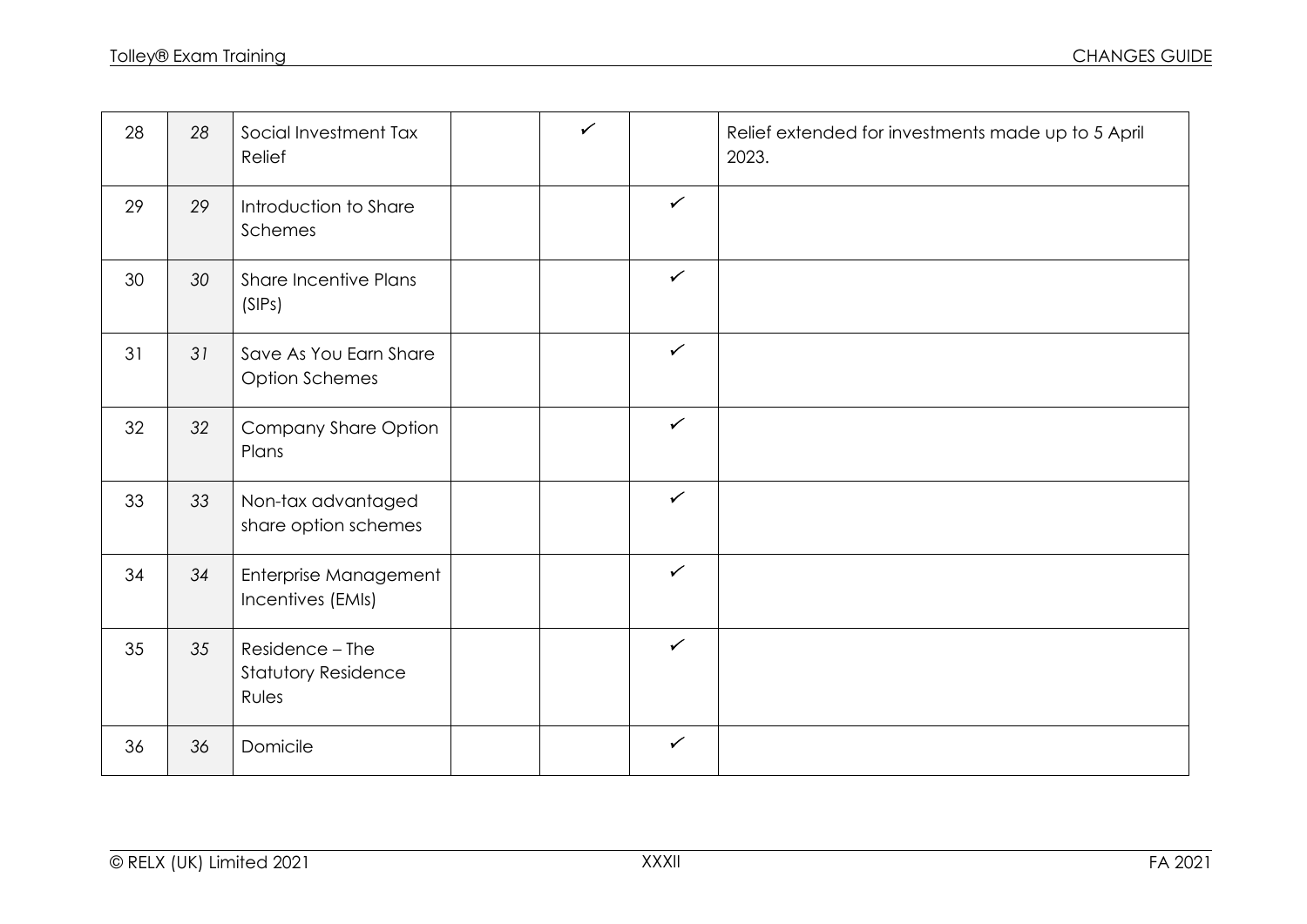| | | | | | | |
|---|---|---|---|---|---|---|
| 28 | *28* | Social Investment Tax Relief | | ✓ | | Relief extended for investments made up to 5 April 2023. |
| 29 | *29* | Introduction to Share Schemes | | | ✓ | |
| 30 | *30* | Share Incentive Plans (SIPs) | | | ✓ | |
| 31 | *31* | Save As You Earn Share Option Schemes | | | ✓ | |
| 32 | *32* | Company Share Option Plans | | | ✓ | |
| 33 | *33* | Non-tax advantaged share option schemes | | | ✓ | |
| 34 | *34* | Enterprise Management Incentives (EMIs) | | | ✓ | |
| 35 | *35* | Residence – The Statutory Residence Rules | | | ✓ | |
| 36 | *36* | Domicile | | | ✓ | |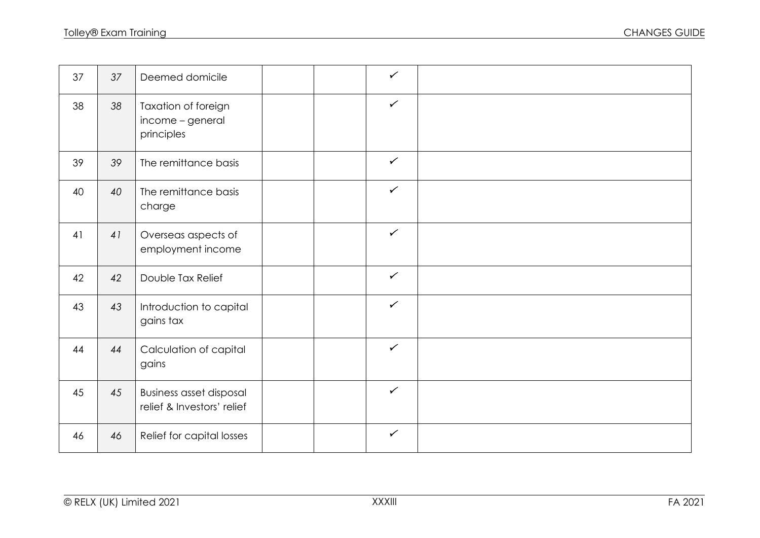| | | | | | | |
|---|---|---|---|---|---|---|
| 37 | *37* | Deemed domicile | | | ✓ | |
| 38 | *38* | Taxation of foreign income – general principles | | | ✓ | |
| 39 | *39* | The remittance basis | | | ✓ | |
| 40 | *40* | The remittance basis charge | | | ✓ | |
| 41 | *41* | Overseas aspects of employment income | | | ✓ | |
| 42 | *42* | Double Tax Relief | | | ✓ | |
| 43 | *43* | Introduction to capital gains tax | | | ✓ | |
| 44 | *44* | Calculation of capital gains | | | ✓ | |
| 45 | *45* | Business asset disposal relief & Investors' relief | | | ✓ | |
| 46 | *46* | Relief for capital losses | | | ✓ | |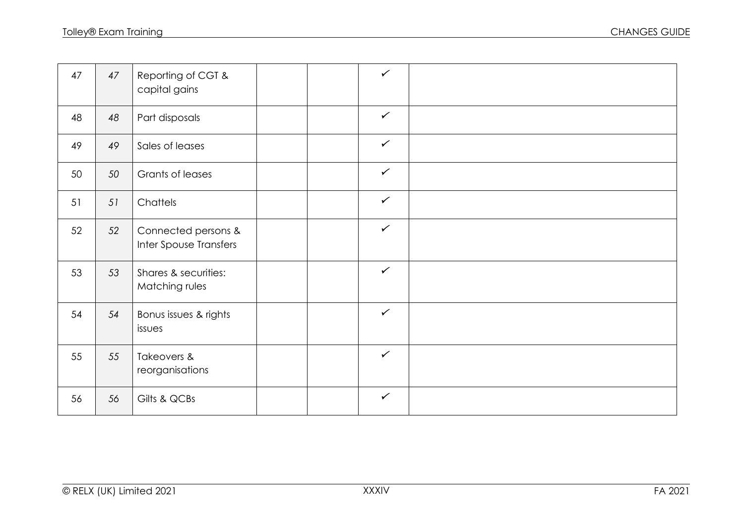| | | | | | | |
|---|---|---|---|---|---|---|
| 47 | *47* | Reporting of CGT & capital gains | | | ✓ | |
| 48 | *48* | Part disposals | | | ✓ | |
| 49 | *49* | Sales of leases | | | ✓ | |
| 50 | *50* | Grants of leases | | | ✓ | |
| 51 | *51* | Chattels | | | ✓ | |
| 52 | *52* | Connected persons & Inter Spouse Transfers | | | ✓ | |
| 53 | *53* | Shares & securities: Matching rules | | | ✓ | |
| 54 | *54* | Bonus issues & rights issues | | | ✓ | |
| 55 | *55* | Takeovers & reorganisations | | | ✓ | |
| 56 | *56* | Gilts & QCBs | | | ✓ | |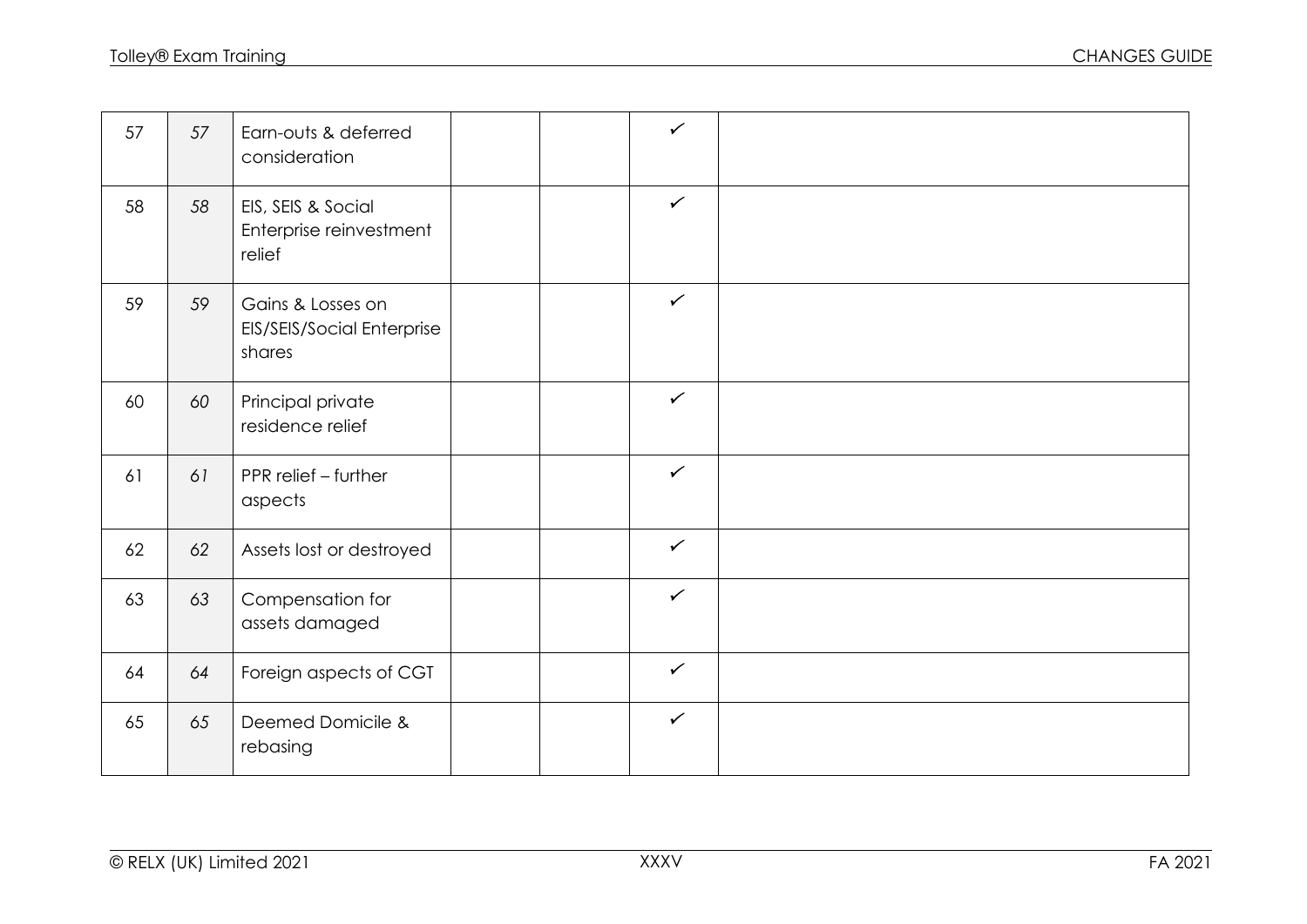| | | | | | | |
|---|---|---|---|---|---|---|
| 57 | 57 | Earn-outs & deferred consideration | | | ✓ | |
| 58 | 58 | EIS, SEIS & Social Enterprise reinvestment relief | | | ✓ | |
| 59 | 59 | Gains & Losses on EIS/SEIS/Social Enterprise shares | | | ✓ | |
| 60 | 60 | Principal private residence relief | | | ✓ | |
| 61 | 61 | PPR relief – further aspects | | | ✓ | |
| 62 | 62 | Assets lost or destroyed | | | ✓ | |
| 63 | 63 | Compensation for assets damaged | | | ✓ | |
| 64 | 64 | Foreign aspects of CGT | | | ✓ | |
| 65 | 65 | Deemed Domicile & rebasing | | | ✓ | |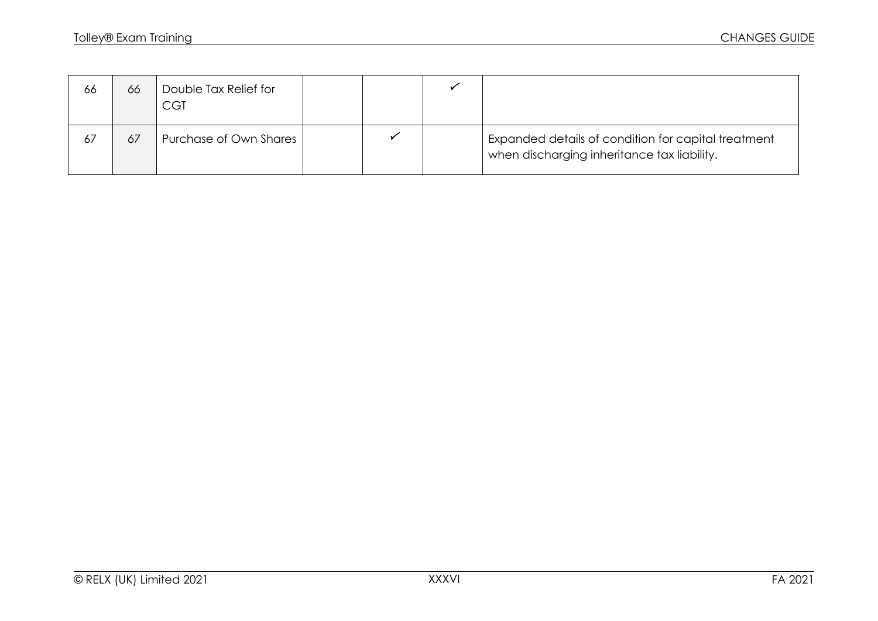| | | | | | | |
|---|---|---|---|---|---|---|
| 66 | 66 | Double Tax Relief for CGT | | | ✓ | |
| 67 | 67 | Purchase of Own Shares | | ✓ | | Expanded details of condition for capital treatment when discharging inheritance tax liability. |